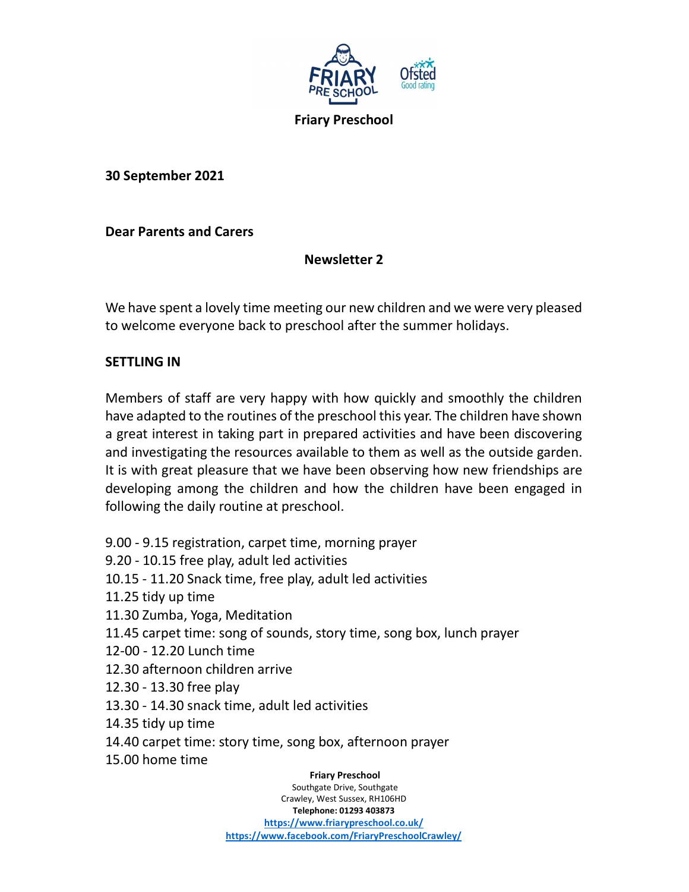**Friary Preschool**

**30 September 2021**

**Dear Parents and Carers**

**Newsletter 2**

We have spent a lovely time meeting our new children and we were very pleased to welcome everyone back to preschool after the summer holidays.

## SETTLING IN

Members of staff are very happy with how quickly and smoothly the children have adapted to the routines of the preschool this year. The children have shown a great interest in taking part in prepared activities and have been discovering and investigating the resources available to them as well as the outside garden. It is with great pleasure that we have been observing how new friendships are developing among the children and how the children have been engaged in following the daily routine at preschool.

9.00 - 9.15 registration, carpet time, morning prayer
9.20 - 10.15 free play, adult led activities
10.15 - 11.20 Snack time, free play, adult led activities
11.25 tidy up time
11.30 Zumba, Yoga, Meditation
11.45 carpet time: song of sounds, story time, song box, lunch prayer
12-00 - 12.20 Lunch time
12.30 afternoon children arrive
12.30 - 13.30 free play
13.30 - 14.30 snack time, adult led activities
14.35 tidy up time
14.40 carpet time: story time, song box, afternoon prayer
15.00 home time

**Friary Preschool**
Southgate Drive, Southgate
Crawley, West Sussex, RH106HD
**Telephone: 01293 403873**
https://www.friarypreschool.co.uk/
https://www.facebook.com/FriaryPreschoolCrawley/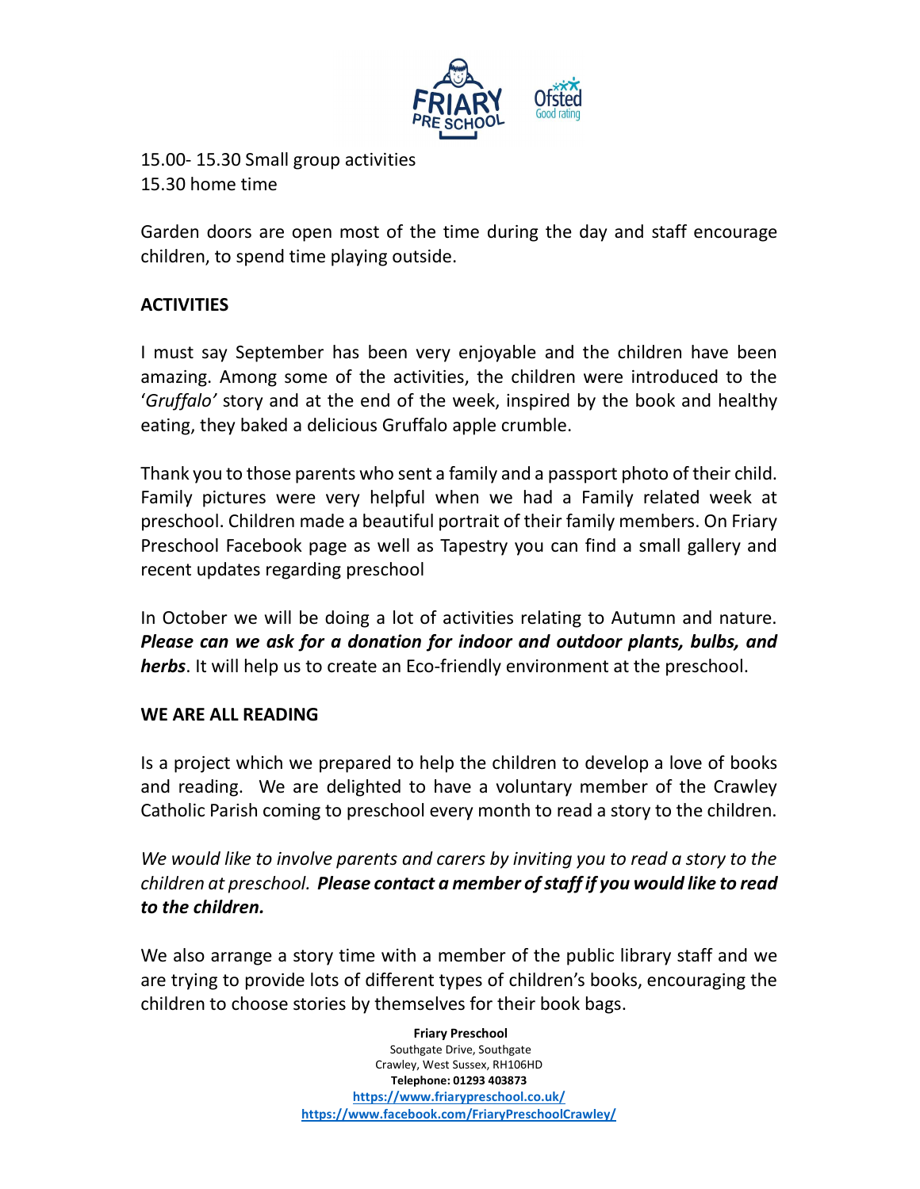15.00- 15.30 Small group activities
15.30 home time

Garden doors are open most of the time during the day and staff encourage children, to spend time playing outside.

**ACTIVITIES**

I must say September has been very enjoyable and the children have been amazing. Among some of the activities, the children were introduced to the '*Gruffalo'* story and at the end of the week, inspired by the book and healthy eating, they baked a delicious Gruffalo apple crumble.

Thank you to those parents who sent a family and a passport photo of their child. Family pictures were very helpful when we had a Family related week at preschool. Children made a beautiful portrait of their family members. On Friary Preschool Facebook page as well as Tapestry you can find a small gallery and recent updates regarding preschool

In October we will be doing a lot of activities relating to Autumn and nature. ***Please can we ask for a donation for indoor and outdoor plants, bulbs, and herbs***. It will help us to create an Eco-friendly environment at the preschool.

**WE ARE ALL READING**

Is a project which we prepared to help the children to develop a love of books and reading. We are delighted to have a voluntary member of the Crawley Catholic Parish coming to preschool every month to read a story to the children.

*We would like to involve parents and carers by inviting you to read a story to the children at preschool.* ***Please contact a member of staff if you would like to read to the children.***

We also arrange a story time with a member of the public library staff and we are trying to provide lots of different types of children's books, encouraging the children to choose stories by themselves for their book bags.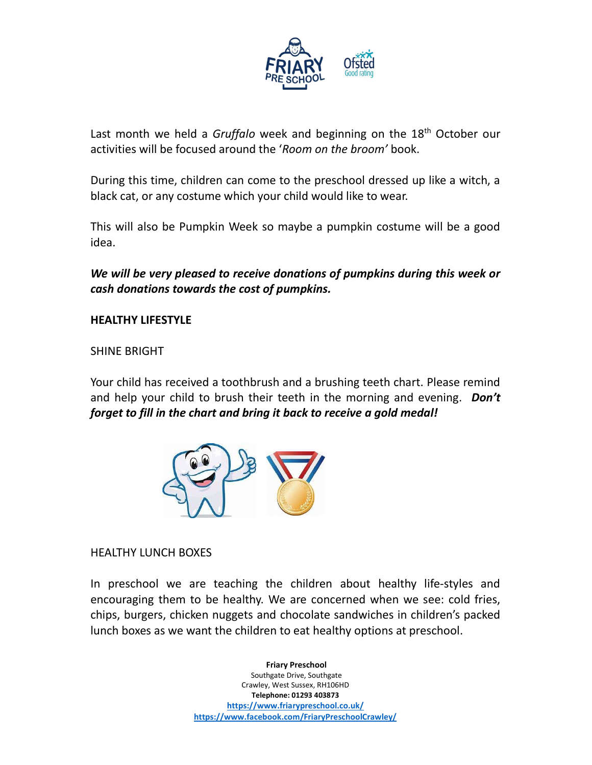Last month we held a *Gruffalo* week and beginning on the 18th October our activities will be focused around the '*Room on the broom'* book.

During this time, children can come to the preschool dressed up like a witch, a black cat, or any costume which your child would like to wear.

This will also be Pumpkin Week so maybe a pumpkin costume will be a good idea.

***We will be very pleased to receive donations of pumpkins during this week or cash donations towards the cost of pumpkins.***

**HEALTHY LIFESTYLE**

SHINE BRIGHT

Your child has received a toothbrush and a brushing teeth chart. Please remind and help your child to brush their teeth in the morning and evening. ***Don't forget to fill in the chart and bring it back to receive a gold medal!***

HEALTHY LUNCH BOXES

In preschool we are teaching the children about healthy life-styles and encouraging them to be healthy. We are concerned when we see: cold fries, chips, burgers, chicken nuggets and chocolate sandwiches in children's packed lunch boxes as we want the children to eat healthy options at preschool.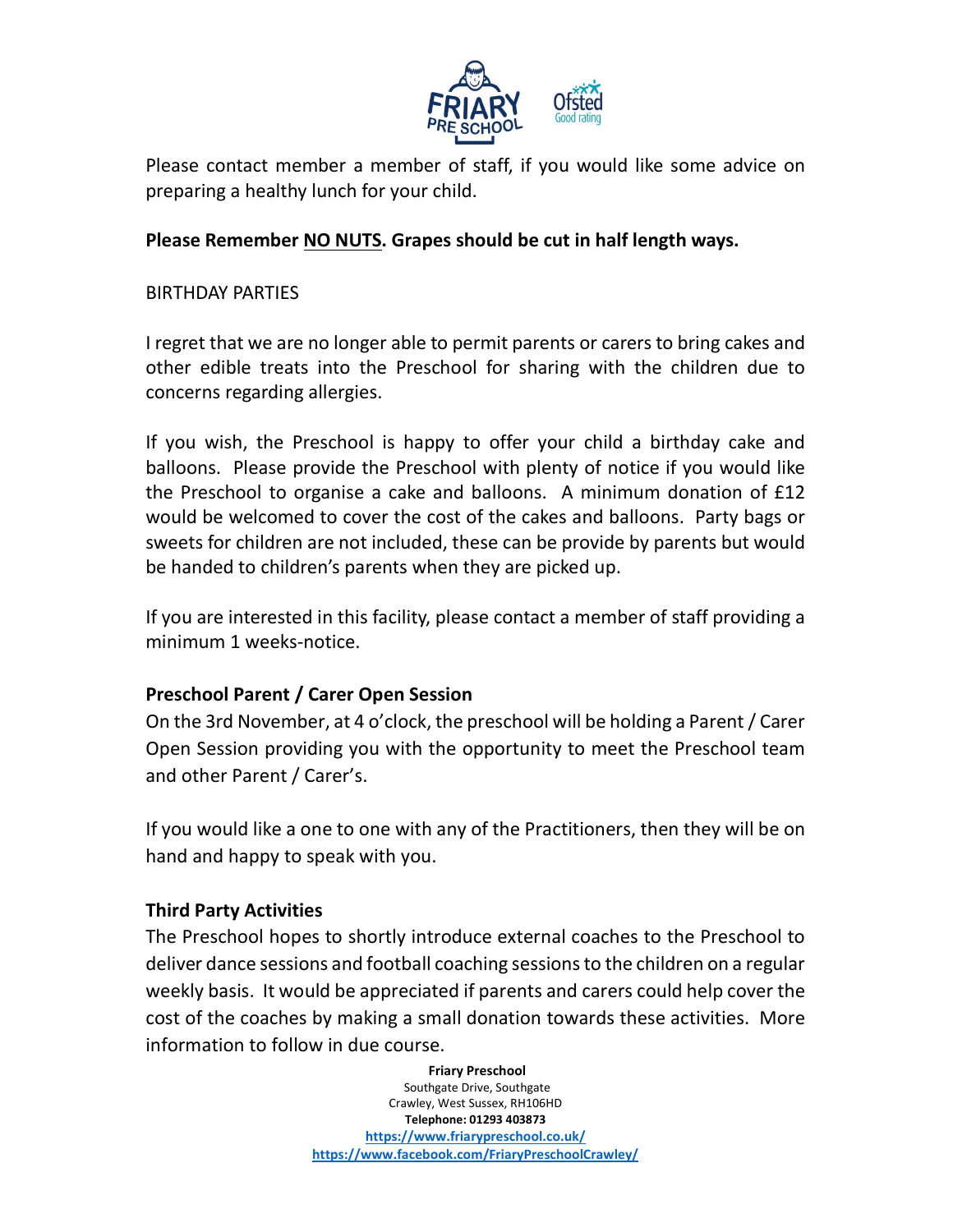Please contact member a member of staff, if you would like some advice on preparing a healthy lunch for your child.

**Please Remember NO NUTS. Grapes should be cut in half length ways.**

BIRTHDAY PARTIES

I regret that we are no longer able to permit parents or carers to bring cakes and other edible treats into the Preschool for sharing with the children due to concerns regarding allergies.

If you wish, the Preschool is happy to offer your child a birthday cake and balloons. Please provide the Preschool with plenty of notice if you would like the Preschool to organise a cake and balloons. A minimum donation of £12 would be welcomed to cover the cost of the cakes and balloons. Party bags or sweets for children are not included, these can be provide by parents but would be handed to children's parents when they are picked up.

If you are interested in this facility, please contact a member of staff providing a minimum 1 weeks-notice.

**Preschool Parent / Carer Open Session**

On the 3rd November, at 4 o'clock, the preschool will be holding a Parent / Carer Open Session providing you with the opportunity to meet the Preschool team and other Parent / Carer's.

If you would like a one to one with any of the Practitioners, then they will be on hand and happy to speak with you.

**Third Party Activities**

The Preschool hopes to shortly introduce external coaches to the Preschool to deliver dance sessions and football coaching sessions to the children on a regular weekly basis. It would be appreciated if parents and carers could help cover the cost of the coaches by making a small donation towards these activities. More information to follow in due course.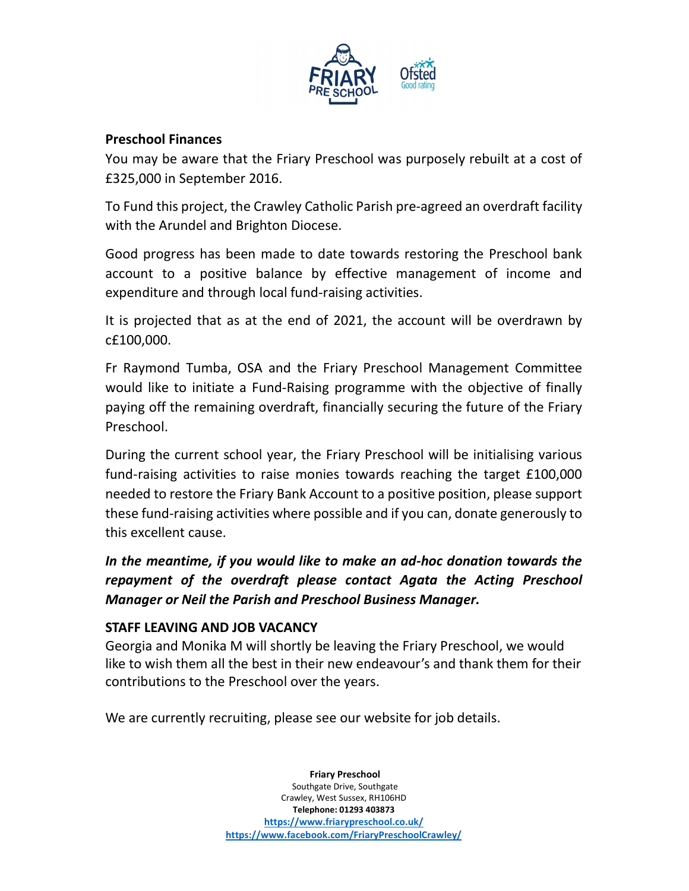## Preschool Finances

You may be aware that the Friary Preschool was purposely rebuilt at a cost of £325,000 in September 2016.

To Fund this project, the Crawley Catholic Parish pre-agreed an overdraft facility with the Arundel and Brighton Diocese.

Good progress has been made to date towards restoring the Preschool bank account to a positive balance by effective management of income and expenditure and through local fund-raising activities.

It is projected that as at the end of 2021, the account will be overdrawn by c£100,000.

Fr Raymond Tumba, OSA and the Friary Preschool Management Committee would like to initiate a Fund-Raising programme with the objective of finally paying off the remaining overdraft, financially securing the future of the Friary Preschool.

During the current school year, the Friary Preschool will be initialising various fund-raising activities to raise monies towards reaching the target £100,000 needed to restore the Friary Bank Account to a positive position, please support these fund-raising activities where possible and if you can, donate generously to this excellent cause.

***In the meantime, if you would like to make an ad-hoc donation towards the repayment of the overdraft please contact Agata the Acting Preschool Manager or Neil the Parish and Preschool Business Manager.***

## STAFF LEAVING AND JOB VACANCY

Georgia and Monika M will shortly be leaving the Friary Preschool, we would like to wish them all the best in their new endeavour's and thank them for their contributions to the Preschool over the years.

We are currently recruiting, please see our website for job details.

**Friary Preschool**
Southgate Drive, Southgate
Crawley, West Sussex, RH106HD
**Telephone: 01293 403873**
https://www.friarypreschool.co.uk/
https://www.facebook.com/FriaryPreschoolCrawley/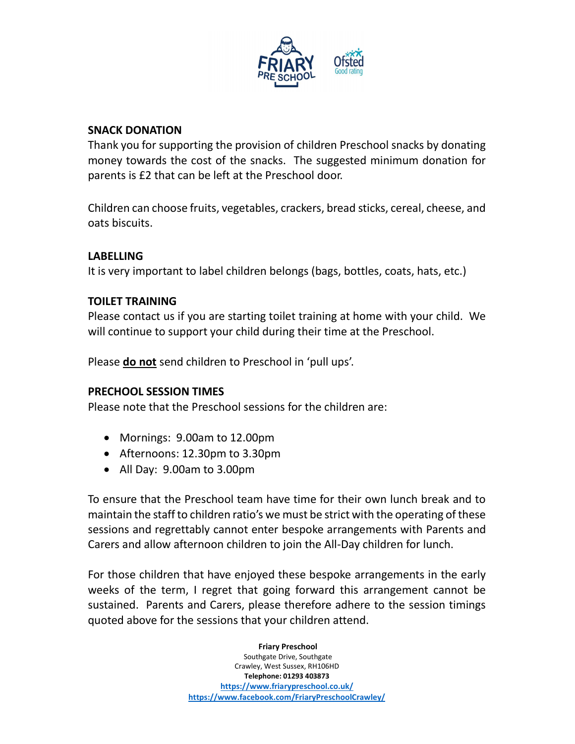## SNACK DONATION

Thank you for supporting the provision of children Preschool snacks by donating money towards the cost of the snacks. The suggested minimum donation for parents is £2 that can be left at the Preschool door.

Children can choose fruits, vegetables, crackers, bread sticks, cereal, cheese, and oats biscuits.

## LABELLING

It is very important to label children belongs (bags, bottles, coats, hats, etc.)

## TOILET TRAINING

Please contact us if you are starting toilet training at home with your child. We will continue to support your child during their time at the Preschool.

Please **do not** send children to Preschool in 'pull ups'.

## PRECHOOL SESSION TIMES

Please note that the Preschool sessions for the children are:

- Mornings: 9.00am to 12.00pm
- Afternoons: 12.30pm to 3.30pm
- All Day: 9.00am to 3.00pm

To ensure that the Preschool team have time for their own lunch break and to maintain the staff to children ratio's we must be strict with the operating of these sessions and regrettably cannot enter bespoke arrangements with Parents and Carers and allow afternoon children to join the All-Day children for lunch.

For those children that have enjoyed these bespoke arrangements in the early weeks of the term, I regret that going forward this arrangement cannot be sustained. Parents and Carers, please therefore adhere to the session timings quoted above for the sessions that your children attend.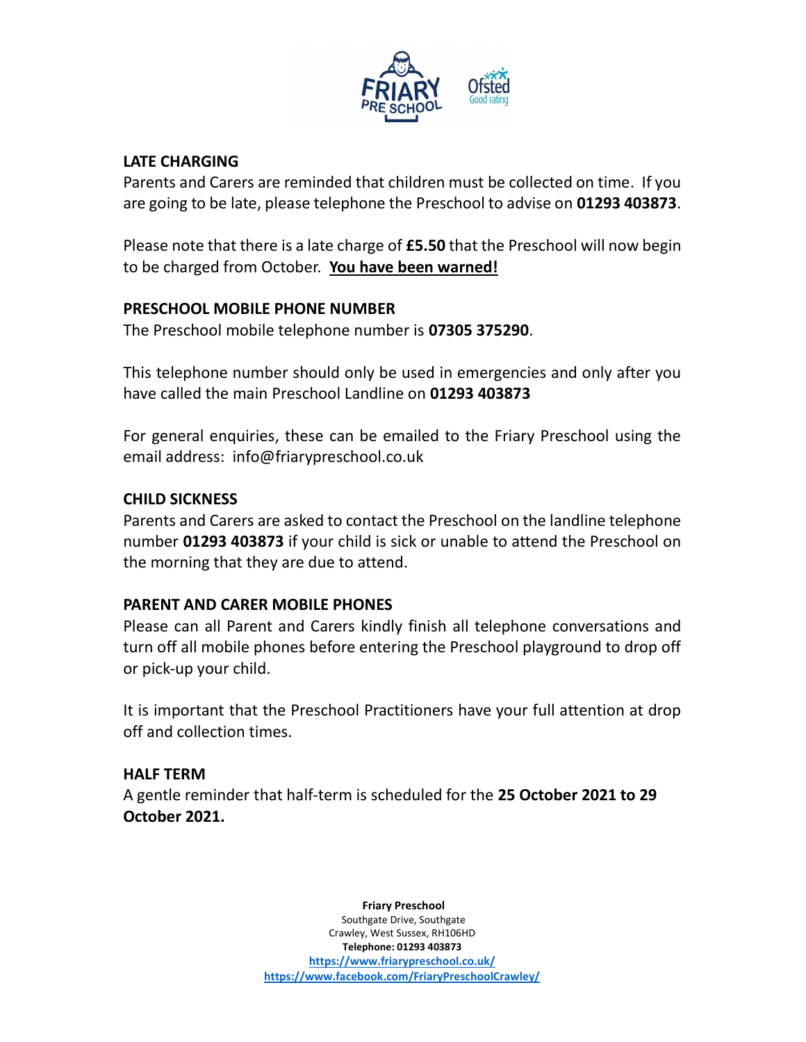## LATE CHARGING

Parents and Carers are reminded that children must be collected on time. If you are going to be late, please telephone the Preschool to advise on **01293 403873**.

Please note that there is a late charge of **£5.50** that the Preschool will now begin to be charged from October. **You have been warned!**

## PRESCHOOL MOBILE PHONE NUMBER

The Preschool mobile telephone number is **07305 375290**.

This telephone number should only be used in emergencies and only after you have called the main Preschool Landline on **01293 403873**

For general enquiries, these can be emailed to the Friary Preschool using the email address: info@friarypreschool.co.uk

## CHILD SICKNESS

Parents and Carers are asked to contact the Preschool on the landline telephone number **01293 403873** if your child is sick or unable to attend the Preschool on the morning that they are due to attend.

## PARENT AND CARER MOBILE PHONES

Please can all Parent and Carers kindly finish all telephone conversations and turn off all mobile phones before entering the Preschool playground to drop off or pick-up your child.

It is important that the Preschool Practitioners have your full attention at drop off and collection times.

## HALF TERM

A gentle reminder that half-term is scheduled for the **25 October 2021 to 29 October 2021.**

**Friary Preschool**
Southgate Drive, Southgate
Crawley, West Sussex, RH106HD
**Telephone: 01293 403873**
https://www.friarypreschool.co.uk/
https://www.facebook.com/FriaryPreschoolCrawley/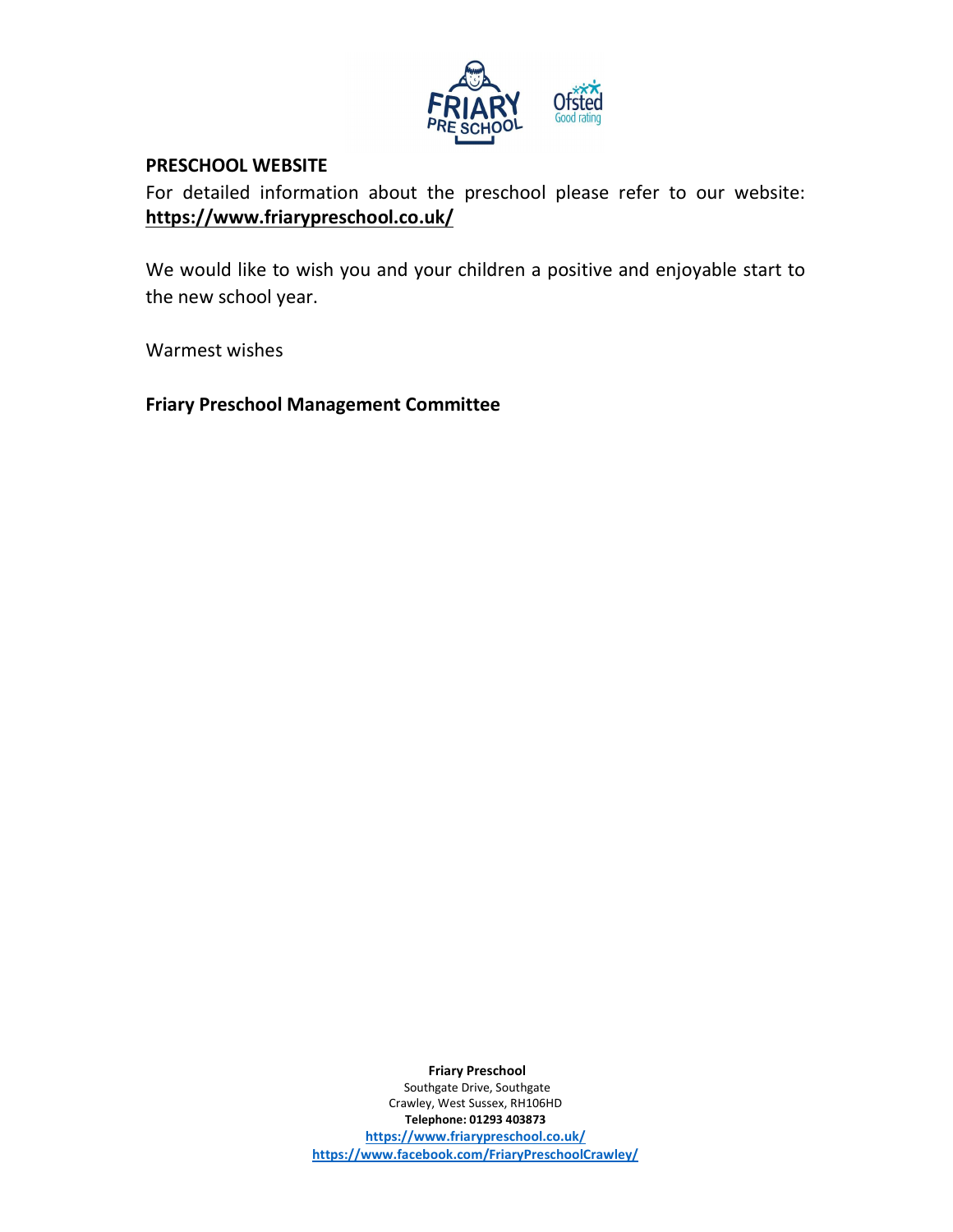**PRESCHOOL WEBSITE**

For detailed information about the preschool please refer to our website: **https://www.friarypreschool.co.uk/**

We would like to wish you and your children a positive and enjoyable start to the new school year.

Warmest wishes

**Friary Preschool Management Committee**

**Friary Preschool**
Southgate Drive, Southgate
Crawley, West Sussex, RH106HD
**Telephone: 01293 403873**
**https://www.friarypreschool.co.uk/**
**https://www.facebook.com/FriaryPreschoolCrawley/**